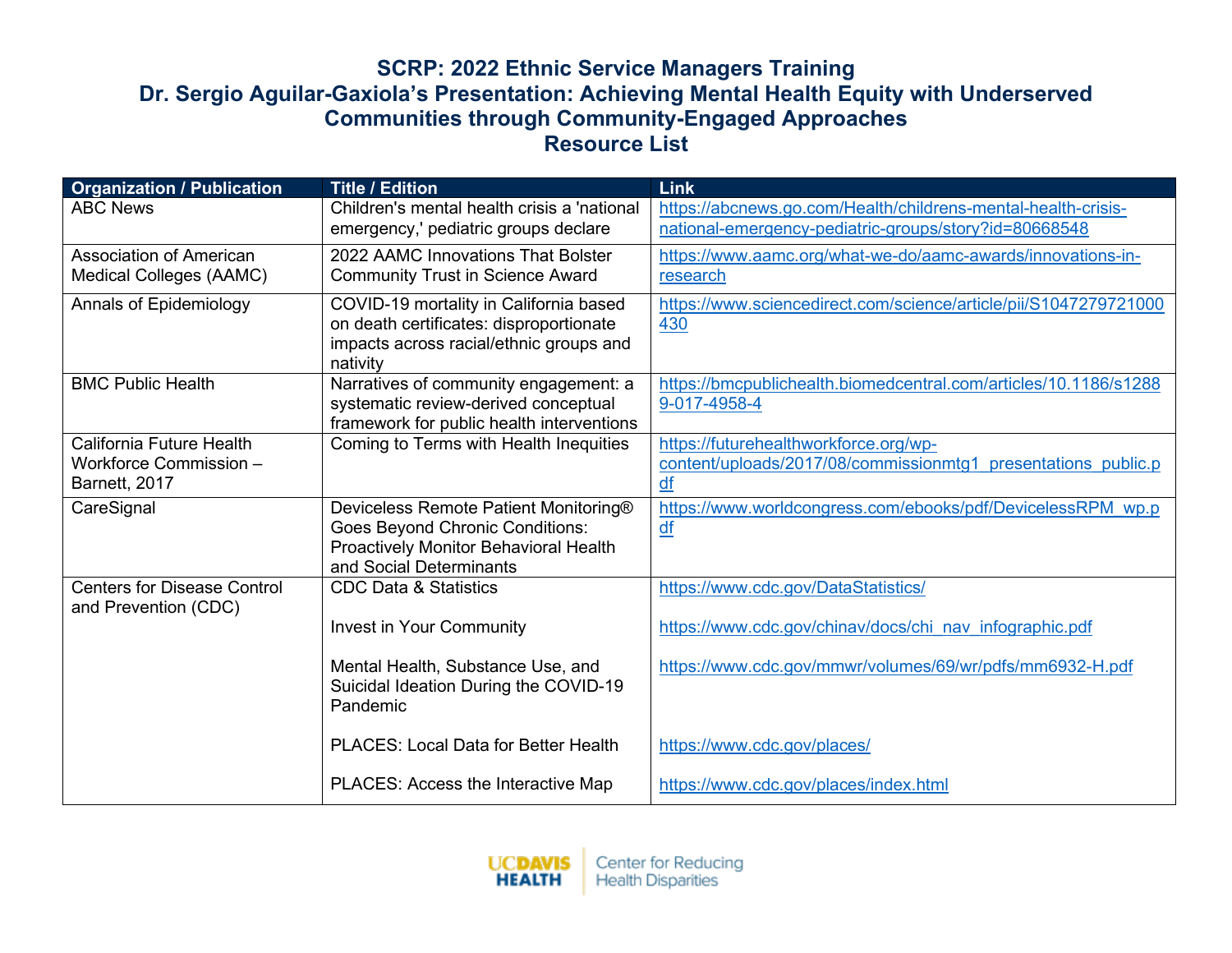# SCRP: 2022 Ethnic Service Managers Training
# Dr. Sergio Aguilar-Gaxiola's Presentation: Achieving Mental Health Equity with Underserved Communities through Community-Engaged Approaches
# Resource List

| Organization / Publication | Title / Edition | Link |
|---|---|---|
| ABC News | Children's mental health crisis a 'national emergency,' pediatric groups declare | https://abcnews.go.com/Health/childrens-mental-health-crisis-national-emergency-pediatric-groups/story?id=80668548 |
| Association of American Medical Colleges (AAMC) | 2022 AAMC Innovations That Bolster Community Trust in Science Award | https://www.aamc.org/what-we-do/aamc-awards/innovations-in-research |
| Annals of Epidemiology | COVID-19 mortality in California based on death certificates: disproportionate impacts across racial/ethnic groups and nativity | https://www.sciencedirect.com/science/article/pii/S1047279721000430 |
| BMC Public Health | Narratives of community engagement: a systematic review-derived conceptual framework for public health interventions | https://bmcpublichealth.biomedcentral.com/articles/10.1186/s12889-017-4958-4 |
| California Future Health Workforce Commission – Barnett, 2017 | Coming to Terms with Health Inequities | https://futurehealthworkforce.org/wp-content/uploads/2017/08/commissionmtg1_presentations_public.pdf |
| CareSignal | Deviceless Remote Patient Monitoring® Goes Beyond Chronic Conditions: Proactively Monitor Behavioral Health and Social Determinants | https://www.worldcongress.com/ebooks/pdf/DevicelessRPM_wp.pdf |
| Centers for Disease Control and Prevention (CDC) | CDC Data & Statistics | https://www.cdc.gov/DataStatistics/ |
| | Invest in Your Community | https://www.cdc.gov/chinav/docs/chi_nav_infographic.pdf |
| | Mental Health, Substance Use, and Suicidal Ideation During the COVID-19 Pandemic | https://www.cdc.gov/mmwr/volumes/69/wr/pdfs/mm6932-H.pdf |
| | PLACES: Local Data for Better Health | https://www.cdc.gov/places/ |
| | PLACES: Access the Interactive Map | https://www.cdc.gov/places/index.html |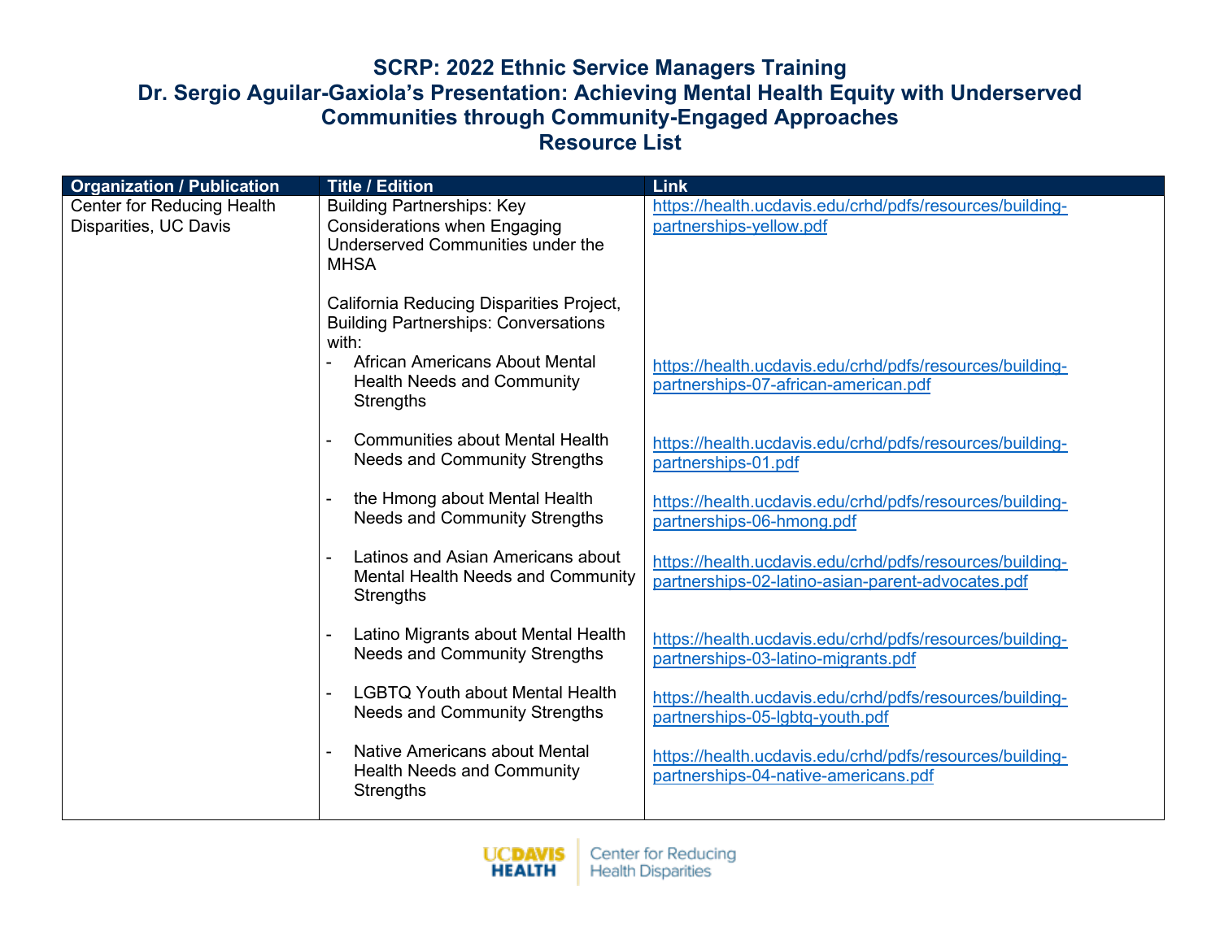# SCRP: 2022 Ethnic Service Managers Training
## Dr. Sergio Aguilar-Gaxiola's Presentation: Achieving Mental Health Equity with Underserved Communities through Community-Engaged Approaches
## Resource List

| Organization / Publication | Title / Edition | Link |
|---|---|---|
| Center for Reducing Health Disparities, UC Davis | Building Partnerships: Key Considerations when Engaging Underserved Communities under the MHSA | https://health.ucdavis.edu/crhd/pdfs/resources/building-partnerships-yellow.pdf |
| | California Reducing Disparities Project, Building Partnerships: Conversations with: | |
| | - African Americans About Mental Health Needs and Community Strengths | https://health.ucdavis.edu/crhd/pdfs/resources/building-partnerships-07-african-american.pdf |
| | - Communities about Mental Health Needs and Community Strengths | https://health.ucdavis.edu/crhd/pdfs/resources/building-partnerships-01.pdf |
| | - the Hmong about Mental Health Needs and Community Strengths | https://health.ucdavis.edu/crhd/pdfs/resources/building-partnerships-06-hmong.pdf |
| | - Latinos and Asian Americans about Mental Health Needs and Community Strengths | https://health.ucdavis.edu/crhd/pdfs/resources/building-partnerships-02-latino-asian-parent-advocates.pdf |
| | - Latino Migrants about Mental Health Needs and Community Strengths | https://health.ucdavis.edu/crhd/pdfs/resources/building-partnerships-03-latino-migrants.pdf |
| | - LGBTQ Youth about Mental Health Needs and Community Strengths | https://health.ucdavis.edu/crhd/pdfs/resources/building-partnerships-05-lgbtq-youth.pdf |
| | - Native Americans about Mental Health Needs and Community Strengths | https://health.ucdavis.edu/crhd/pdfs/resources/building-partnerships-04-native-americans.pdf |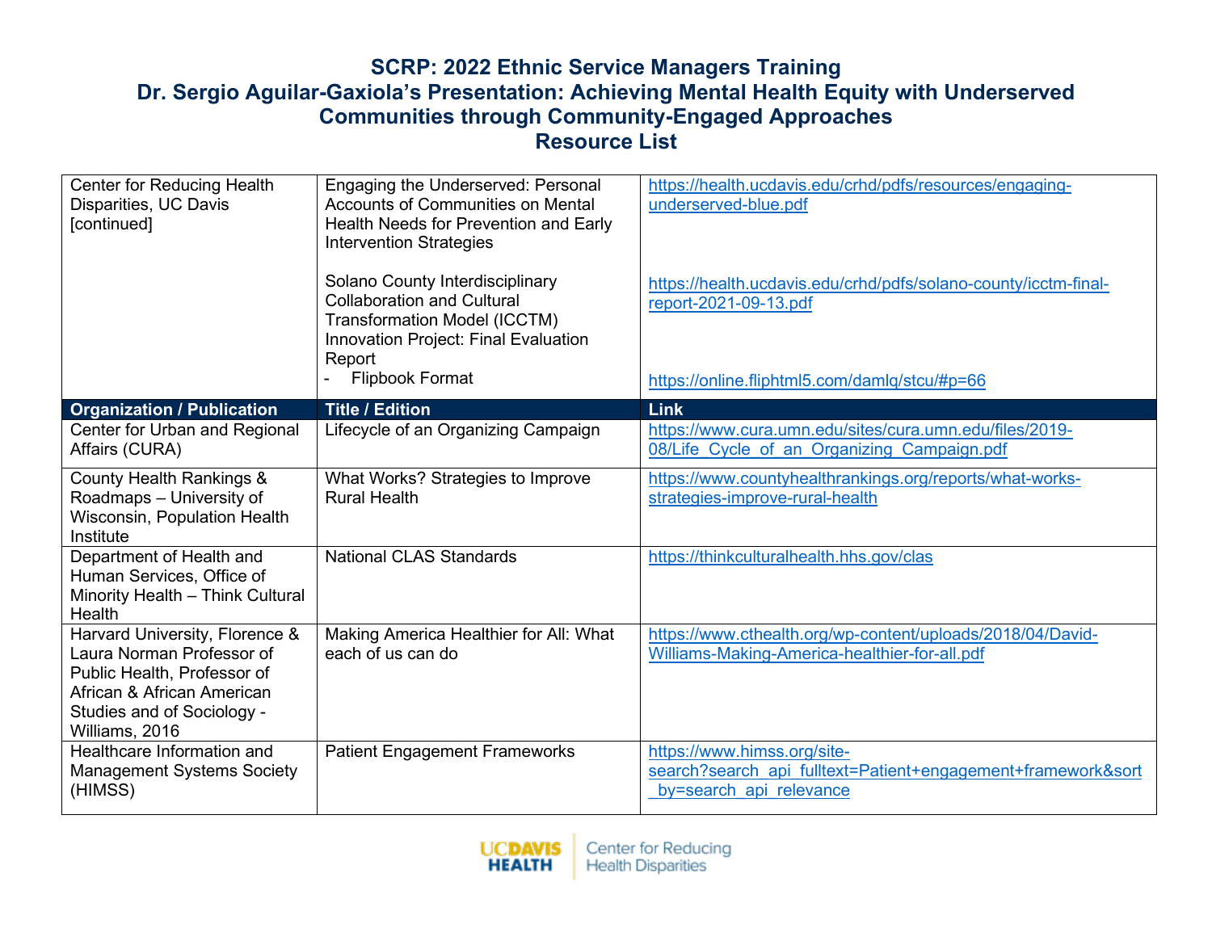# SCRP: 2022 Ethnic Service Managers Training
## Dr. Sergio Aguilar-Gaxiola's Presentation: Achieving Mental Health Equity with Underserved Communities through Community-Engaged Approaches
## Resource List

| Organization / Publication | Title / Edition | Link |
|---|---|---|
| Center for Reducing Health Disparities, UC Davis [continued] | Engaging the Underserved: Personal Accounts of Communities on Mental Health Needs for Prevention and Early Intervention Strategies | https://health.ucdavis.edu/crhd/pdfs/resources/engaging-underserved-blue.pdf |
| | Solano County Interdisciplinary Collaboration and Cultural Transformation Model (ICCTM) Innovation Project: Final Evaluation Report | https://health.ucdavis.edu/crhd/pdfs/solano-county/icctm-final-report-2021-09-13.pdf |
| | - Flipbook Format | https://online.fliphtml5.com/damlq/stcu/#p=66 |
| Center for Urban and Regional Affairs (CURA) | Lifecycle of an Organizing Campaign | https://www.cura.umn.edu/sites/cura.umn.edu/files/2019-08/Life_Cycle_of_an_Organizing_Campaign.pdf |
| County Health Rankings & Roadmaps – University of Wisconsin, Population Health Institute | What Works? Strategies to Improve Rural Health | https://www.countyhealthrankings.org/reports/what-works-strategies-improve-rural-health |
| Department of Health and Human Services, Office of Minority Health – Think Cultural Health | National CLAS Standards | https://thinkculturalhealth.hhs.gov/clas |
| Harvard University, Florence & Laura Norman Professor of Public Health, Professor of African & African American Studies and of Sociology - Williams, 2016 | Making America Healthier for All: What each of us can do | https://www.cthealth.org/wp-content/uploads/2018/04/David-Williams-Making-America-healthier-for-all.pdf |
| Healthcare Information and Management Systems Society (HIMSS) | Patient Engagement Frameworks | https://www.himss.org/site-search?search_api_fulltext=Patient+engagement+framework&sort_by=search_api_relevance |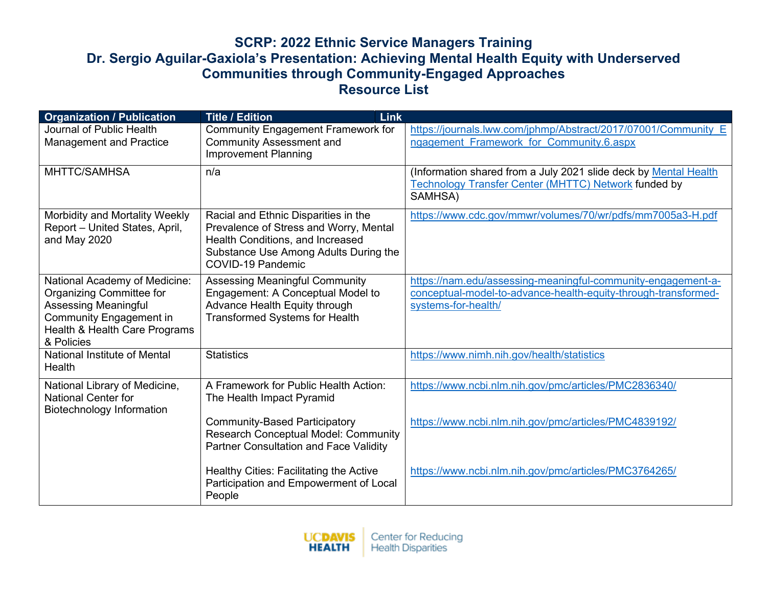# SCRP: 2022 Ethnic Service Managers Training
## Dr. Sergio Aguilar-Gaxiola's Presentation: Achieving Mental Health Equity with Underserved Communities through Community-Engaged Approaches
## Resource List

| Organization / Publication | Title / Edition | Link |
|---|---|---|
| Journal of Public Health Management and Practice | Community Engagement Framework for Community Assessment and Improvement Planning | https://journals.lww.com/jphmp/Abstract/2017/07001/Community_Engagement_Framework_for_Community.6.aspx |
| MHTTC/SAMHSA | n/a | (Information shared from a July 2021 slide deck by Mental Health Technology Transfer Center (MHTTC) Network funded by SAMHSA) |
| Morbidity and Mortality Weekly Report – United States, April, and May 2020 | Racial and Ethnic Disparities in the Prevalence of Stress and Worry, Mental Health Conditions, and Increased Substance Use Among Adults During the COVID-19 Pandemic | https://www.cdc.gov/mmwr/volumes/70/wr/pdfs/mm7005a3-H.pdf |
| National Academy of Medicine: Organizing Committee for Assessing Meaningful Community Engagement in Health & Health Care Programs & Policies | Assessing Meaningful Community Engagement: A Conceptual Model to Advance Health Equity through Transformed Systems for Health | https://nam.edu/assessing-meaningful-community-engagement-a-conceptual-model-to-advance-health-equity-through-transformed-systems-for-health/ |
| National Institute of Mental Health | Statistics | https://www.nimh.nih.gov/health/statistics |
| National Library of Medicine, National Center for Biotechnology Information | A Framework for Public Health Action: The Health Impact Pyramid | https://www.ncbi.nlm.nih.gov/pmc/articles/PMC2836340/ |
| | Community-Based Participatory Research Conceptual Model: Community Partner Consultation and Face Validity | https://www.ncbi.nlm.nih.gov/pmc/articles/PMC4839192/ |
| | Healthy Cities: Facilitating the Active Participation and Empowerment of Local People | https://www.ncbi.nlm.nih.gov/pmc/articles/PMC3764265/ |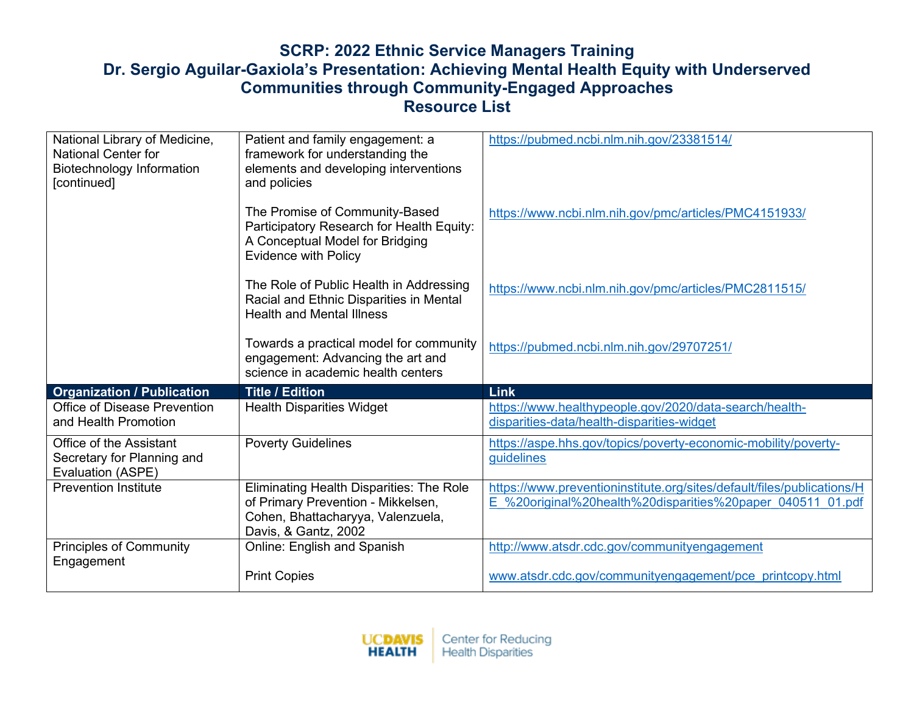# SCRP: 2022 Ethnic Service Managers Training
# Dr. Sergio Aguilar-Gaxiola's Presentation: Achieving Mental Health Equity with Underserved Communities through Community-Engaged Approaches
# Resource List

| Organization / Publication | Title / Edition | Link |
|---|---|---|
| National Library of Medicine, National Center for Biotechnology Information [continued] | Patient and family engagement: a framework for understanding the elements and developing interventions and policies | https://pubmed.ncbi.nlm.nih.gov/23381514/ |
| | The Promise of Community-Based Participatory Research for Health Equity: A Conceptual Model for Bridging Evidence with Policy | https://www.ncbi.nlm.nih.gov/pmc/articles/PMC4151933/ |
| | The Role of Public Health in Addressing Racial and Ethnic Disparities in Mental Health and Mental Illness | https://www.ncbi.nlm.nih.gov/pmc/articles/PMC2811515/ |
| | Towards a practical model for community engagement: Advancing the art and science in academic health centers | https://pubmed.ncbi.nlm.nih.gov/29707251/ |
| **Organization / Publication** | **Title / Edition** | **Link** |
| Office of Disease Prevention and Health Promotion | Health Disparities Widget | https://www.healthypeople.gov/2020/data-search/health-disparities-data/health-disparities-widget |
| Office of the Assistant Secretary for Planning and Evaluation (ASPE) | Poverty Guidelines | https://aspe.hhs.gov/topics/poverty-economic-mobility/poverty-guidelines |
| Prevention Institute | Eliminating Health Disparities: The Role of Primary Prevention - Mikkelsen, Cohen, Bhattacharyya, Valenzuela, Davis, & Gantz, 2002 | https://www.preventioninstitute.org/sites/default/files/publications/HE_%20original%20health%20disparities%20paper_040511_01.pdf |
| Principles of Community Engagement | Online: English and Spanish | http://www.atsdr.cdc.gov/communityengagement |
| | Print Copies | www.atsdr.cdc.gov/communityengagement/pce_printcopy.html |

UC DAVIS HEALTH | Center for Reducing Health Disparities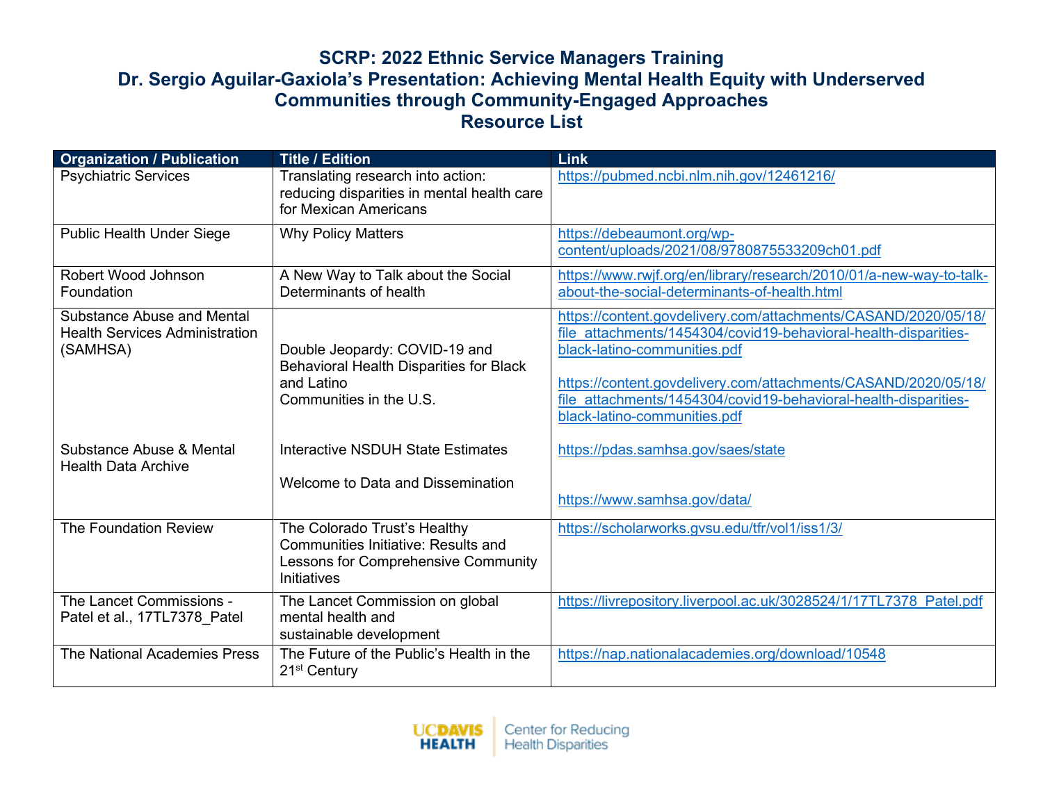# SCRP: 2022 Ethnic Service Managers Training
## Dr. Sergio Aguilar-Gaxiola's Presentation: Achieving Mental Health Equity with Underserved Communities through Community-Engaged Approaches
## Resource List

| Organization / Publication | Title / Edition | Link |
|---|---|---|
| Psychiatric Services | Translating research into action: reducing disparities in mental health care for Mexican Americans | https://pubmed.ncbi.nlm.nih.gov/12461216/ |
| Public Health Under Siege | Why Policy Matters | https://debeaumont.org/wp-content/uploads/2021/08/9780875533209ch01.pdf |
| Robert Wood Johnson Foundation | A New Way to Talk about the Social Determinants of health | https://www.rwjf.org/en/library/research/2010/01/a-new-way-to-talk-about-the-social-determinants-of-health.html |
| Substance Abuse and Mental Health Services Administration (SAMHSA) | Double Jeopardy: COVID-19 and Behavioral Health Disparities for Black and Latino Communities in the U.S. | https://content.govdelivery.com/attachments/CASAND/2020/05/18/file_attachments/1454304/covid19-behavioral-health-disparities-black-latino-communities.pdf<br><br>https://content.govdelivery.com/attachments/CASAND/2020/05/18/file_attachments/1454304/covid19-behavioral-health-disparities-black-latino-communities.pdf |
| Substance Abuse & Mental Health Data Archive | Interactive NSDUH State Estimates<br><br>Welcome to Data and Dissemination | https://pdas.samhsa.gov/saes/state<br><br>https://www.samhsa.gov/data/ |
| The Foundation Review | The Colorado Trust's Healthy Communities Initiative: Results and Lessons for Comprehensive Community Initiatives | https://scholarworks.gvsu.edu/tfr/vol1/iss1/3/ |
| The Lancet Commissions - Patel et al., 17TL7378_Patel | The Lancet Commission on global mental health and sustainable development | https://livrepository.liverpool.ac.uk/3028524/1/17TL7378_Patel.pdf |
| The National Academies Press | The Future of the Public's Health in the 21st Century | https://nap.nationalacademies.org/download/10548 |

UC DAVIS HEALTH | Center for Reducing Health Disparities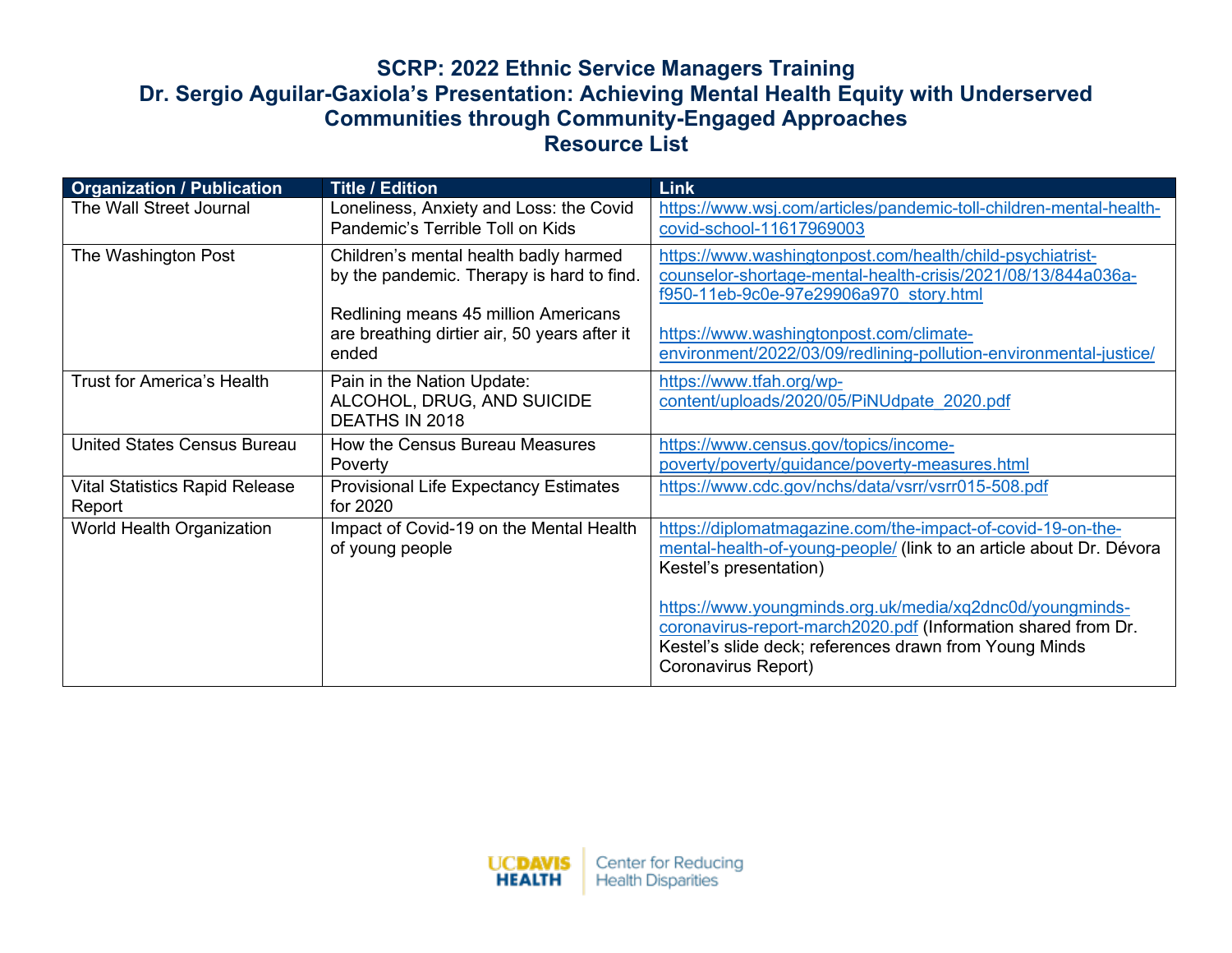# SCRP: 2022 Ethnic Service Managers Training
# Dr. Sergio Aguilar-Gaxiola's Presentation: Achieving Mental Health Equity with Underserved Communities through Community-Engaged Approaches
# Resource List

| Organization / Publication | Title / Edition | Link |
|---|---|---|
| The Wall Street Journal | Loneliness, Anxiety and Loss: the Covid Pandemic's Terrible Toll on Kids | https://www.wsj.com/articles/pandemic-toll-children-mental-health-covid-school-11617969003 |
| The Washington Post | Children's mental health badly harmed by the pandemic. Therapy is hard to find.<br><br>Redlining means 45 million Americans are breathing dirtier air, 50 years after it ended | https://www.washingtonpost.com/health/child-psychiatrist-counselor-shortage-mental-health-crisis/2021/08/13/844a036a-f950-11eb-9c0e-97e29906a970_story.html<br><br>https://www.washingtonpost.com/climate-environment/2022/03/09/redlining-pollution-environmental-justice/ |
| Trust for America's Health | Pain in the Nation Update: ALCOHOL, DRUG, AND SUICIDE DEATHS IN 2018 | https://www.tfah.org/wp-content/uploads/2020/05/PiNUdpate_2020.pdf |
| United States Census Bureau | How the Census Bureau Measures Poverty | https://www.census.gov/topics/income-poverty/poverty/guidance/poverty-measures.html |
| Vital Statistics Rapid Release Report | Provisional Life Expectancy Estimates for 2020 | https://www.cdc.gov/nchs/data/vsrr/vsrr015-508.pdf |
| World Health Organization | Impact of Covid-19 on the Mental Health of young people | https://diplomatmagazine.com/the-impact-of-covid-19-on-the-mental-health-of-young-people/ (link to an article about Dr. Dévora Kestel's presentation)<br><br>https://www.youngminds.org.uk/media/xq2dnc0d/youngminds-coronavirus-report-march2020.pdf (Information shared from Dr. Kestel's slide deck; references drawn from Young Minds Coronavirus Report) |

UC DAVIS HEALTH | Center for Reducing Health Disparities